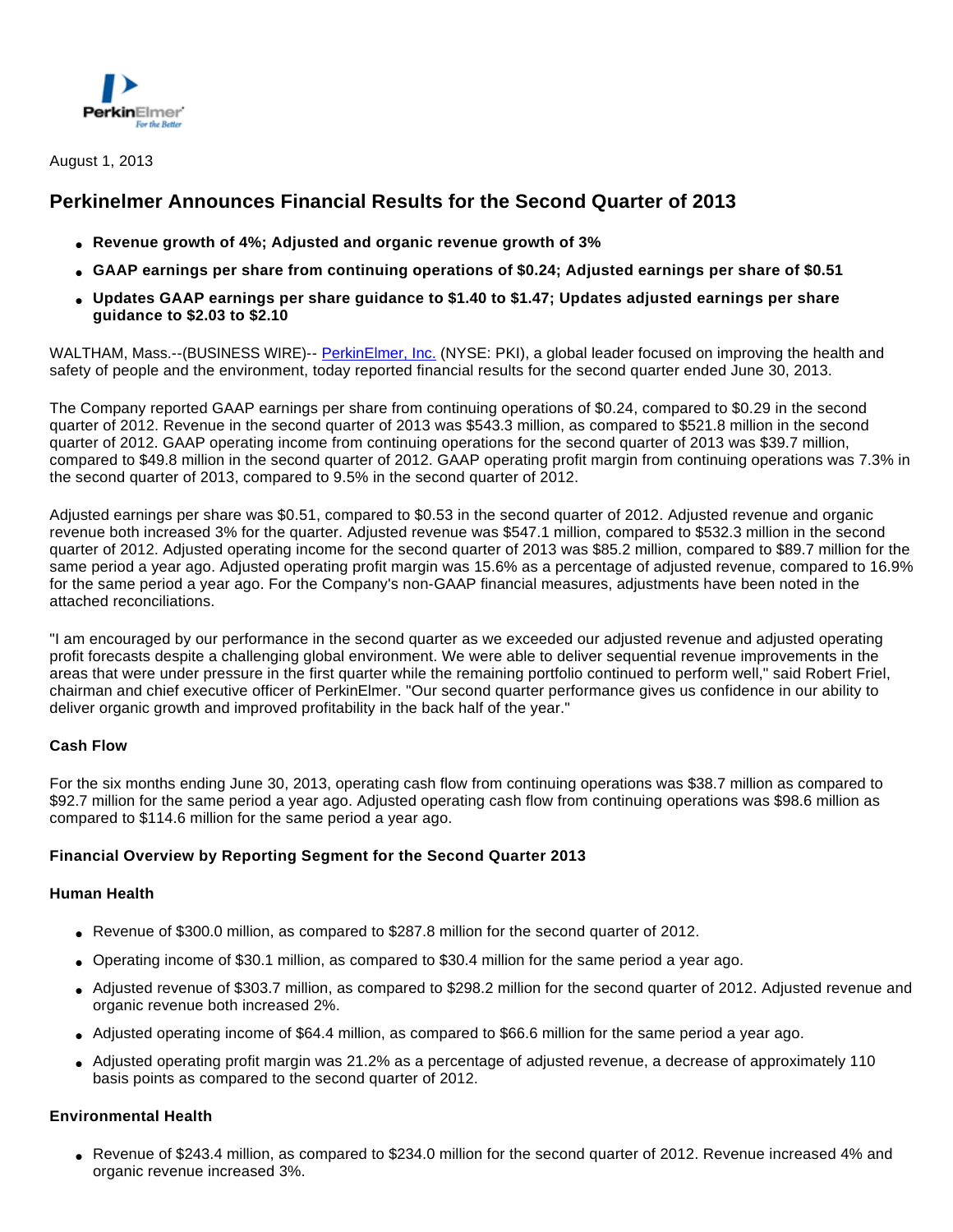August 1, 2013

# Perkinelmer Announces Financial Results for the Second Quarter of 2013

- **Revenue growth of 4%; Adjusted and organic revenue growth of 3%**
- **GAAP earnings per share from continuing operations of $0.24; Adjusted earnings per share of $0.51**
- **Updates GAAP earnings per share guidance to $1.40 to $1.47; Updates adjusted earnings per share guidance to $2.03 to $2.10**

WALTHAM, Mass.--(BUSINESS WIRE)-- PerkinElmer, Inc. (NYSE: PKI), a global leader focused on improving the health and safety of people and the environment, today reported financial results for the second quarter ended June 30, 2013.

The Company reported GAAP earnings per share from continuing operations of $0.24, compared to $0.29 in the second quarter of 2012. Revenue in the second quarter of 2013 was $543.3 million, as compared to $521.8 million in the second quarter of 2012. GAAP operating income from continuing operations for the second quarter of 2013 was $39.7 million, compared to $49.8 million in the second quarter of 2012. GAAP operating profit margin from continuing operations was 7.3% in the second quarter of 2013, compared to 9.5% in the second quarter of 2012.

Adjusted earnings per share was $0.51, compared to $0.53 in the second quarter of 2012. Adjusted revenue and organic revenue both increased 3% for the quarter. Adjusted revenue was $547.1 million, compared to $532.3 million in the second quarter of 2012. Adjusted operating income for the second quarter of 2013 was $85.2 million, compared to $89.7 million for the same period a year ago. Adjusted operating profit margin was 15.6% as a percentage of adjusted revenue, compared to 16.9% for the same period a year ago. For the Company's non-GAAP financial measures, adjustments have been noted in the attached reconciliations.

"I am encouraged by our performance in the second quarter as we exceeded our adjusted revenue and adjusted operating profit forecasts despite a challenging global environment. We were able to deliver sequential revenue improvements in the areas that were under pressure in the first quarter while the remaining portfolio continued to perform well," said Robert Friel, chairman and chief executive officer of PerkinElmer. "Our second quarter performance gives us confidence in our ability to deliver organic growth and improved profitability in the back half of the year."

### Cash Flow

For the six months ending June 30, 2013, operating cash flow from continuing operations was $38.7 million as compared to $92.7 million for the same period a year ago. Adjusted operating cash flow from continuing operations was $98.6 million as compared to $114.6 million for the same period a year ago.

### Financial Overview by Reporting Segment for the Second Quarter 2013

### Human Health

- Revenue of $300.0 million, as compared to $287.8 million for the second quarter of 2012.
- Operating income of $30.1 million, as compared to $30.4 million for the same period a year ago.
- Adjusted revenue of $303.7 million, as compared to $298.2 million for the second quarter of 2012. Adjusted revenue and organic revenue both increased 2%.
- Adjusted operating income of $64.4 million, as compared to $66.6 million for the same period a year ago.
- Adjusted operating profit margin was 21.2% as a percentage of adjusted revenue, a decrease of approximately 110 basis points as compared to the second quarter of 2012.

### Environmental Health

- Revenue of $243.4 million, as compared to $234.0 million for the second quarter of 2012. Revenue increased 4% and organic revenue increased 3%.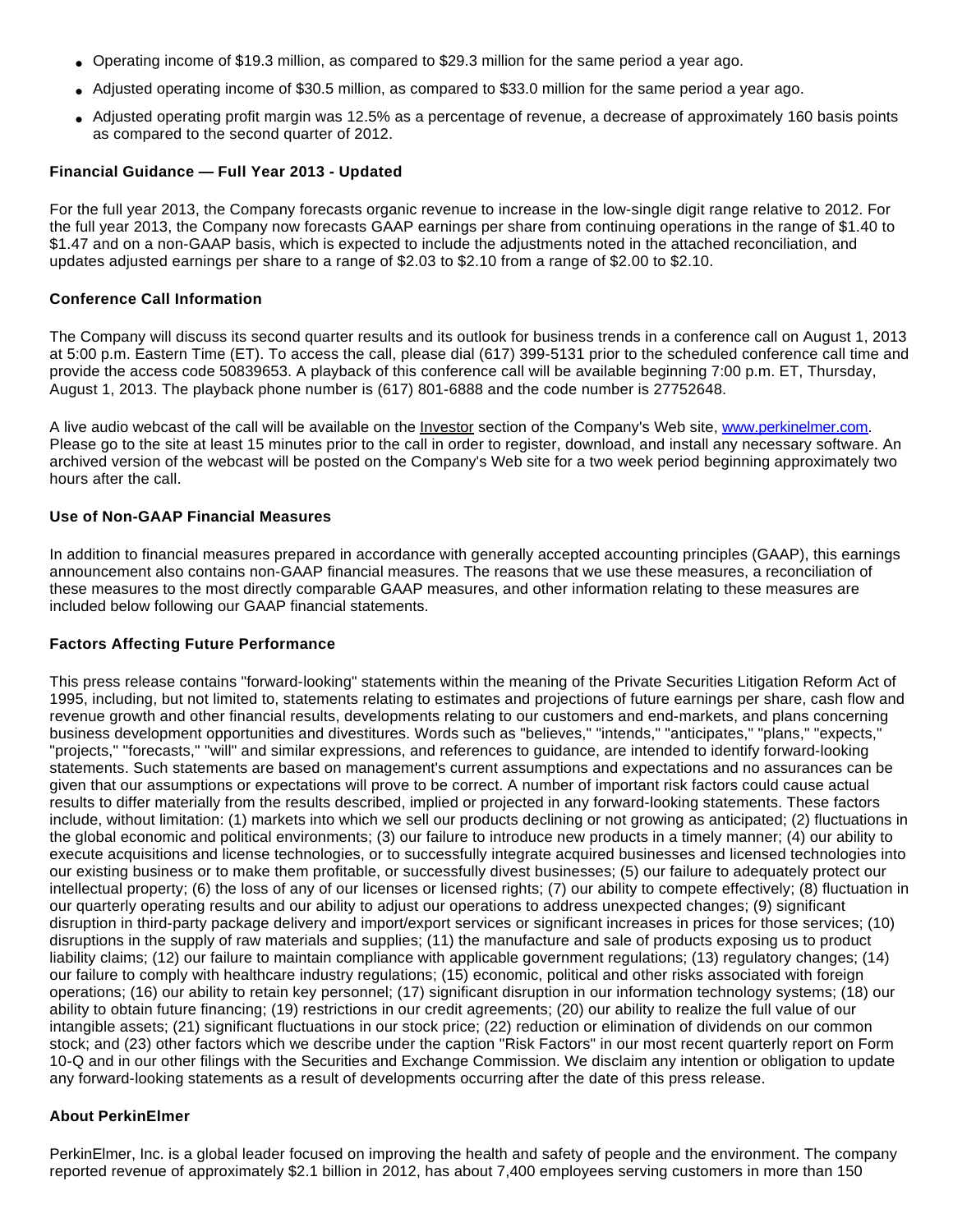- Operating income of $19.3 million, as compared to $29.3 million for the same period a year ago.
- Adjusted operating income of $30.5 million, as compared to $33.0 million for the same period a year ago.
- Adjusted operating profit margin was 12.5% as a percentage of revenue, a decrease of approximately 160 basis points as compared to the second quarter of 2012.

**Financial Guidance — Full Year 2013 - Updated**

For the full year 2013, the Company forecasts organic revenue to increase in the low-single digit range relative to 2012. For the full year 2013, the Company now forecasts GAAP earnings per share from continuing operations in the range of $1.40 to $1.47 and on a non-GAAP basis, which is expected to include the adjustments noted in the attached reconciliation, and updates adjusted earnings per share to a range of $2.03 to $2.10 from a range of $2.00 to $2.10.

**Conference Call Information**

The Company will discuss its second quarter results and its outlook for business trends in a conference call on August 1, 2013 at 5:00 p.m. Eastern Time (ET). To access the call, please dial (617) 399-5131 prior to the scheduled conference call time and provide the access code 50839653. A playback of this conference call will be available beginning 7:00 p.m. ET, Thursday, August 1, 2013. The playback phone number is (617) 801-6888 and the code number is 27752648.

A live audio webcast of the call will be available on the Investor section of the Company's Web site, www.perkinelmer.com. Please go to the site at least 15 minutes prior to the call in order to register, download, and install any necessary software. An archived version of the webcast will be posted on the Company's Web site for a two week period beginning approximately two hours after the call.

**Use of Non-GAAP Financial Measures**

In addition to financial measures prepared in accordance with generally accepted accounting principles (GAAP), this earnings announcement also contains non-GAAP financial measures. The reasons that we use these measures, a reconciliation of these measures to the most directly comparable GAAP measures, and other information relating to these measures are included below following our GAAP financial statements.

**Factors Affecting Future Performance**

This press release contains "forward-looking" statements within the meaning of the Private Securities Litigation Reform Act of 1995, including, but not limited to, statements relating to estimates and projections of future earnings per share, cash flow and revenue growth and other financial results, developments relating to our customers and end-markets, and plans concerning business development opportunities and divestitures. Words such as "believes," "intends," "anticipates," "plans," "expects," "projects," "forecasts," "will" and similar expressions, and references to guidance, are intended to identify forward-looking statements. Such statements are based on management's current assumptions and expectations and no assurances can be given that our assumptions or expectations will prove to be correct. A number of important risk factors could cause actual results to differ materially from the results described, implied or projected in any forward-looking statements. These factors include, without limitation: (1) markets into which we sell our products declining or not growing as anticipated; (2) fluctuations in the global economic and political environments; (3) our failure to introduce new products in a timely manner; (4) our ability to execute acquisitions and license technologies, or to successfully integrate acquired businesses and licensed technologies into our existing business or to make them profitable, or successfully divest businesses; (5) our failure to adequately protect our intellectual property; (6) the loss of any of our licenses or licensed rights; (7) our ability to compete effectively; (8) fluctuation in our quarterly operating results and our ability to adjust our operations to address unexpected changes; (9) significant disruption in third-party package delivery and import/export services or significant increases in prices for those services; (10) disruptions in the supply of raw materials and supplies; (11) the manufacture and sale of products exposing us to product liability claims; (12) our failure to maintain compliance with applicable government regulations; (13) regulatory changes; (14) our failure to comply with healthcare industry regulations; (15) economic, political and other risks associated with foreign operations; (16) our ability to retain key personnel; (17) significant disruption in our information technology systems; (18) our ability to obtain future financing; (19) restrictions in our credit agreements; (20) our ability to realize the full value of our intangible assets; (21) significant fluctuations in our stock price; (22) reduction or elimination of dividends on our common stock; and (23) other factors which we describe under the caption "Risk Factors" in our most recent quarterly report on Form 10-Q and in our other filings with the Securities and Exchange Commission. We disclaim any intention or obligation to update any forward-looking statements as a result of developments occurring after the date of this press release.

**About PerkinElmer**

PerkinElmer, Inc. is a global leader focused on improving the health and safety of people and the environment. The company reported revenue of approximately $2.1 billion in 2012, has about 7,400 employees serving customers in more than 150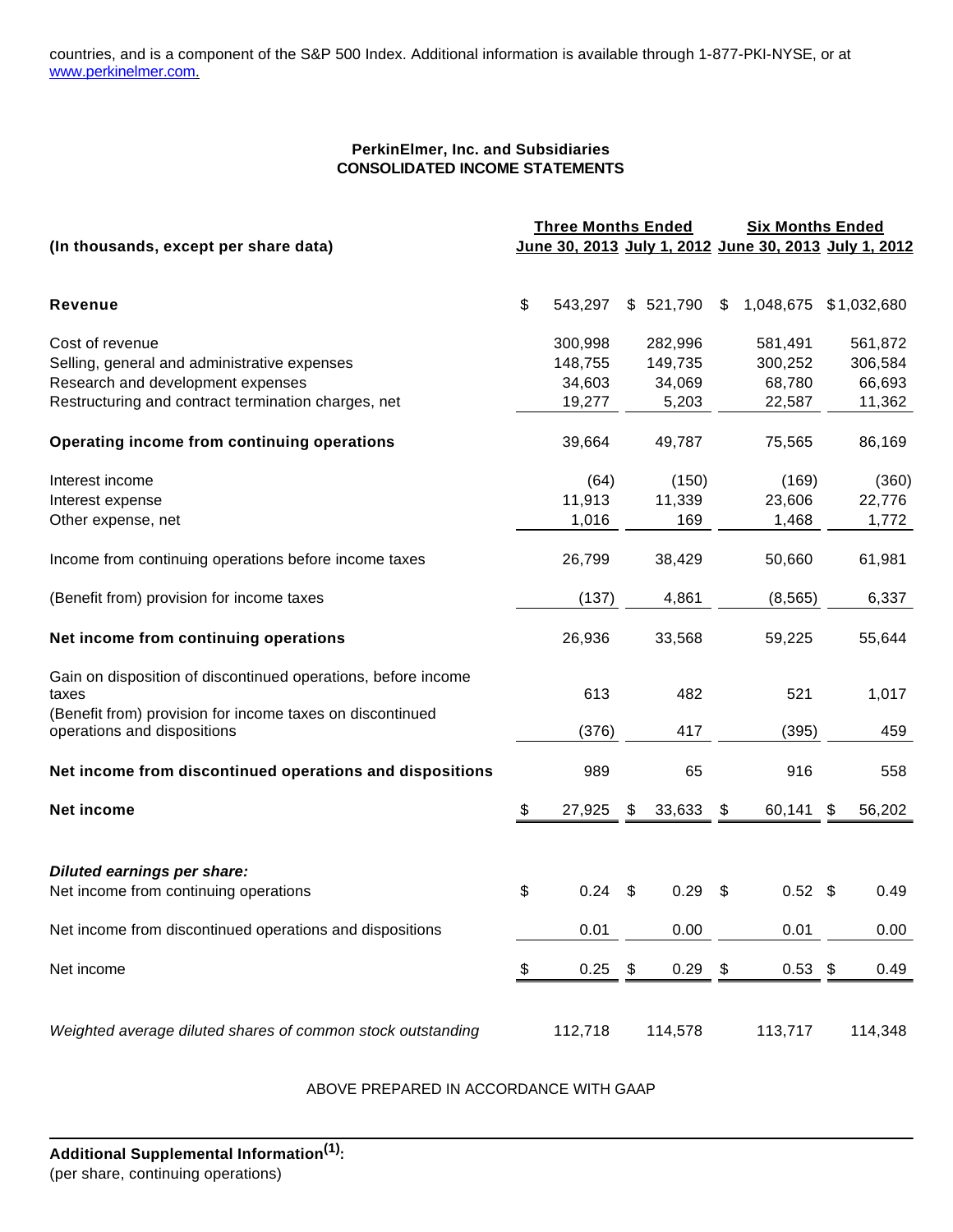countries, and is a component of the S&P 500 Index. Additional information is available through 1-877-PKI-NYSE, or at [www.perkinelmer.com](http://www.perkinelmer.com).

**PerkinElmer, Inc. and Subsidiaries**
**CONSOLIDATED INCOME STATEMENTS**

| (In thousands, except per share data) | Three Months Ended June 30, 2013 | Three Months Ended July 1, 2012 | Six Months Ended June 30, 2013 | Six Months Ended July 1, 2012 |
|---|---|---|---|---|
| **Revenue** | $ 543,297 | $ 521,790 | $ 1,048,675 | $1,032,680 |
| Cost of revenue | 300,998 | 282,996 | 581,491 | 561,872 |
| Selling, general and administrative expenses | 148,755 | 149,735 | 300,252 | 306,584 |
| Research and development expenses | 34,603 | 34,069 | 68,780 | 66,693 |
| Restructuring and contract termination charges, net | 19,277 | 5,203 | 22,587 | 11,362 |
| **Operating income from continuing operations** | 39,664 | 49,787 | 75,565 | 86,169 |
| Interest income | (64) | (150) | (169) | (360) |
| Interest expense | 11,913 | 11,339 | 23,606 | 22,776 |
| Other expense, net | 1,016 | 169 | 1,468 | 1,772 |
| Income from continuing operations before income taxes | 26,799 | 38,429 | 50,660 | 61,981 |
| (Benefit from) provision for income taxes | (137) | 4,861 | (8,565) | 6,337 |
| **Net income from continuing operations** | 26,936 | 33,568 | 59,225 | 55,644 |
| Gain on disposition of discontinued operations, before income taxes | 613 | 482 | 521 | 1,017 |
| (Benefit from) provision for income taxes on discontinued operations and dispositions | (376) | 417 | (395) | 459 |
| **Net income from discontinued operations and dispositions** | 989 | 65 | 916 | 558 |
| **Net income** | $ 27,925 | $ 33,633 | $ 60,141 | $ 56,202 |
| ***Diluted earnings per share:*** | | | | |
| Net income from continuing operations | $ 0.24 | $ 0.29 | $ 0.52 | $ 0.49 |
| Net income from discontinued operations and dispositions | 0.01 | 0.00 | 0.01 | 0.00 |
| Net income | $ 0.25 | $ 0.29 | $ 0.53 | $ 0.49 |
| *Weighted average diluted shares of common stock outstanding* | 112,718 | 114,578 | 113,717 | 114,348 |

ABOVE PREPARED IN ACCORDANCE WITH GAAP

**Additional Supplemental Information[(1)]:**
(per share, continuing operations)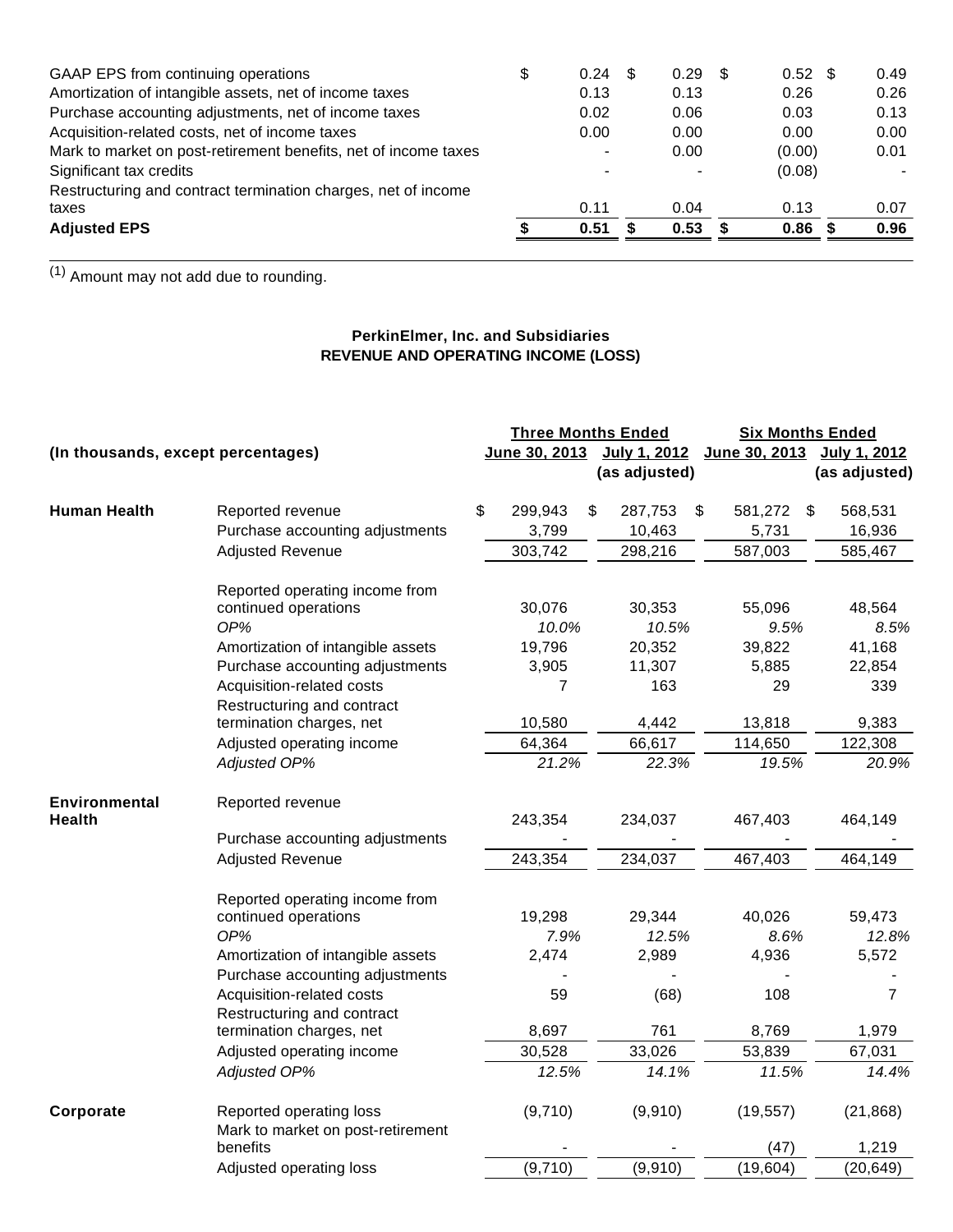| | | | | |
|---|---|---|---|---|
| GAAP EPS from continuing operations | $ 0.24 | $ 0.29 | $ 0.52 | $ 0.49 |
| Amortization of intangible assets, net of income taxes | 0.13 | 0.13 | 0.26 | 0.26 |
| Purchase accounting adjustments, net of income taxes | 0.02 | 0.06 | 0.03 | 0.13 |
| Acquisition-related costs, net of income taxes | 0.00 | 0.00 | 0.00 | 0.00 |
| Mark to market on post-retirement benefits, net of income taxes | - | 0.00 | (0.00) | 0.01 |
| Significant tax credits | - | - | (0.08) | - |
| Restructuring and contract termination charges, net of income taxes | 0.11 | 0.04 | 0.13 | 0.07 |
| **Adjusted EPS** | **$ 0.51** | **$ 0.53** | **$ 0.86** | **$ 0.96** |

(1) Amount may not add due to rounding.

**PerkinElmer, Inc. and Subsidiaries**
**REVENUE AND OPERATING INCOME (LOSS)**

| **(In thousands, except percentages)** | | **Three Months Ended** | | **Six Months Ended** | |
|---|---|---|---|---|---|
| | | **June 30, 2013** | **July 1, 2012 (as adjusted)** | **June 30, 2013** | **July 1, 2012 (as adjusted)** |
| **Human Health** | Reported revenue | $ 299,943 | $ 287,753 | $ 581,272 | $ 568,531 |
| | Purchase accounting adjustments | 3,799 | 10,463 | 5,731 | 16,936 |
| | Adjusted Revenue | 303,742 | 298,216 | 587,003 | 585,467 |
| | Reported operating income from continued operations | 30,076 | 30,353 | 55,096 | 48,564 |
| | *OP%* | *10.0%* | *10.5%* | *9.5%* | *8.5%* |
| | Amortization of intangible assets | 19,796 | 20,352 | 39,822 | 41,168 |
| | Purchase accounting adjustments | 3,905 | 11,307 | 5,885 | 22,854 |
| | Acquisition-related costs | 7 | 163 | 29 | 339 |
| | Restructuring and contract termination charges, net | 10,580 | 4,442 | 13,818 | 9,383 |
| | Adjusted operating income | 64,364 | 66,617 | 114,650 | 122,308 |
| | *Adjusted OP%* | *21.2%* | *22.3%* | *19.5%* | *20.9%* |
| **Environmental Health** | Reported revenue | 243,354 | 234,037 | 467,403 | 464,149 |
| | Purchase accounting adjustments | - | - | - | - |
| | Adjusted Revenue | 243,354 | 234,037 | 467,403 | 464,149 |
| | Reported operating income from continued operations | 19,298 | 29,344 | 40,026 | 59,473 |
| | *OP%* | *7.9%* | *12.5%* | *8.6%* | *12.8%* |
| | Amortization of intangible assets | 2,474 | 2,989 | 4,936 | 5,572 |
| | Purchase accounting adjustments | - | - | - | - |
| | Acquisition-related costs | 59 | (68) | 108 | 7 |
| | Restructuring and contract termination charges, net | 8,697 | 761 | 8,769 | 1,979 |
| | Adjusted operating income | 30,528 | 33,026 | 53,839 | 67,031 |
| | *Adjusted OP%* | *12.5%* | *14.1%* | *11.5%* | *14.4%* |
| **Corporate** | Reported operating loss | (9,710) | (9,910) | (19,557) | (21,868) |
| | Mark to market on post-retirement benefits | - | - | (47) | 1,219 |
| | Adjusted operating loss | (9,710) | (9,910) | (19,604) | (20,649) |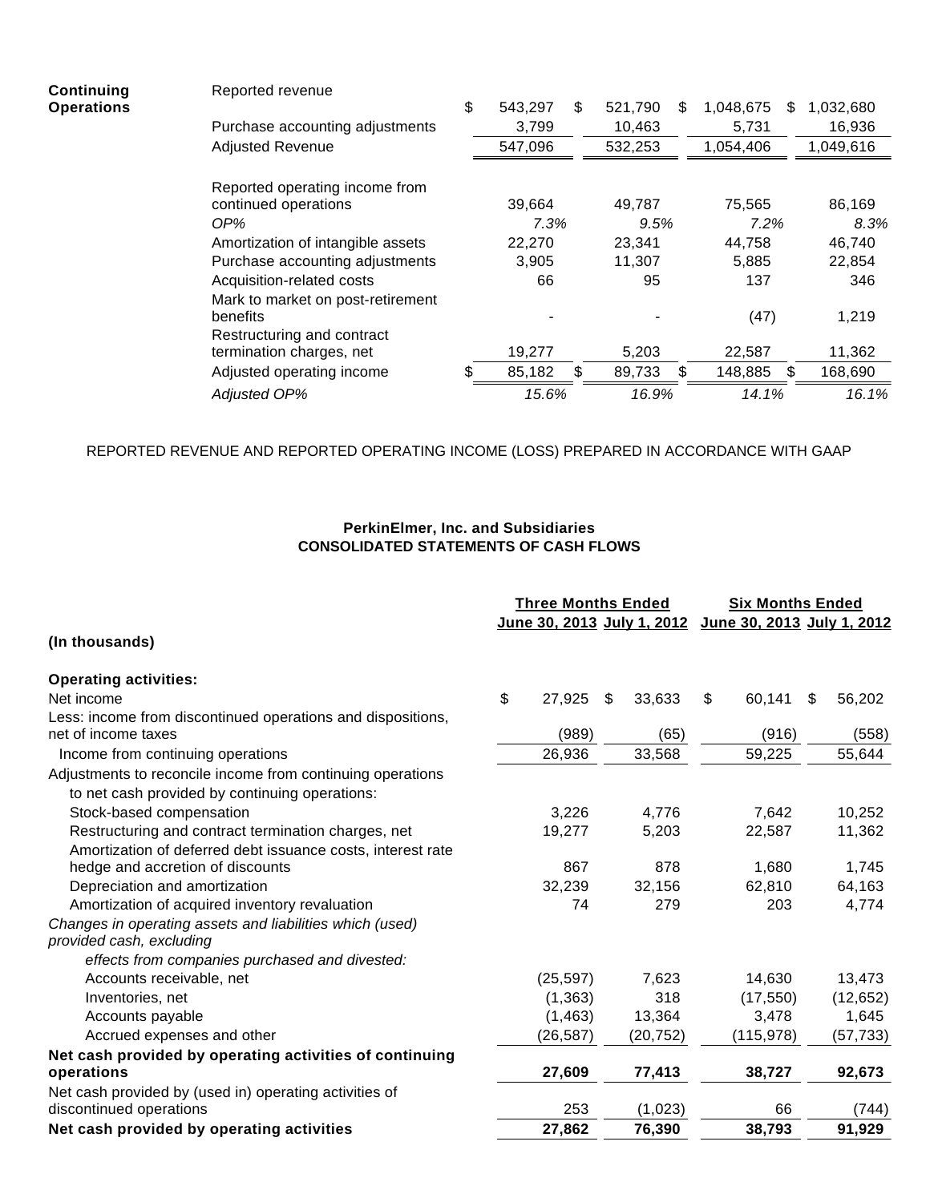| | | | | | |
|---|---|---|---|---|---|
| **Continuing Operations** | Reported revenue | $ 543,297 | $ 521,790 | $ 1,048,675 | $ 1,032,680 |
| | Purchase accounting adjustments | 3,799 | 10,463 | 5,731 | 16,936 |
| | Adjusted Revenue | 547,096 | 532,253 | 1,054,406 | 1,049,616 |
| | | | | | |
| | Reported operating income from continued operations | 39,664 | 49,787 | 75,565 | 86,169 |
| | *OP%* | *7.3%* | *9.5%* | *7.2%* | *8.3%* |
| | Amortization of intangible assets | 22,270 | 23,341 | 44,758 | 46,740 |
| | Purchase accounting adjustments | 3,905 | 11,307 | 5,885 | 22,854 |
| | Acquisition-related costs | 66 | 95 | 137 | 346 |
| | Mark to market on post-retirement benefits | - | - | (47) | 1,219 |
| | Restructuring and contract termination charges, net | 19,277 | 5,203 | 22,587 | 11,362 |
| | Adjusted operating income | $ 85,182 | $ 89,733 | $ 148,885 | $ 168,690 |
| | *Adjusted OP%* | *15.6%* | *16.9%* | *14.1%* | *16.1%* |

REPORTED REVENUE AND REPORTED OPERATING INCOME (LOSS) PREPARED IN ACCORDANCE WITH GAAP

**PerkinElmer, Inc. and Subsidiaries**
**CONSOLIDATED STATEMENTS OF CASH FLOWS**

| (In thousands) | Three Months Ended June 30, 2013 | Three Months Ended July 1, 2012 | Six Months Ended June 30, 2013 | Six Months Ended July 1, 2012 |
|---|---|---|---|---|
| **Operating activities:** | | | | |
| Net income | $ 27,925 | $ 33,633 | $ 60,141 | $ 56,202 |
| Less: income from discontinued operations and dispositions, net of income taxes | (989) | (65) | (916) | (558) |
| Income from continuing operations | 26,936 | 33,568 | 59,225 | 55,644 |
| Adjustments to reconcile income from continuing operations to net cash provided by continuing operations: | | | | |
| Stock-based compensation | 3,226 | 4,776 | 7,642 | 10,252 |
| Restructuring and contract termination charges, net | 19,277 | 5,203 | 22,587 | 11,362 |
| Amortization of deferred debt issuance costs, interest rate hedge and accretion of discounts | 867 | 878 | 1,680 | 1,745 |
| Depreciation and amortization | 32,239 | 32,156 | 62,810 | 64,163 |
| Amortization of acquired inventory revaluation | 74 | 279 | 203 | 4,774 |
| *Changes in operating assets and liabilities which (used) provided cash, excluding effects from companies purchased and divested:* | | | | |
| Accounts receivable, net | (25,597) | 7,623 | 14,630 | 13,473 |
| Inventories, net | (1,363) | 318 | (17,550) | (12,652) |
| Accounts payable | (1,463) | 13,364 | 3,478 | 1,645 |
| Accrued expenses and other | (26,587) | (20,752) | (115,978) | (57,733) |
| **Net cash provided by operating activities of continuing operations** | **27,609** | **77,413** | **38,727** | **92,673** |
| Net cash provided by (used in) operating activities of discontinued operations | 253 | (1,023) | 66 | (744) |
| **Net cash provided by operating activities** | **27,862** | **76,390** | **38,793** | **91,929** |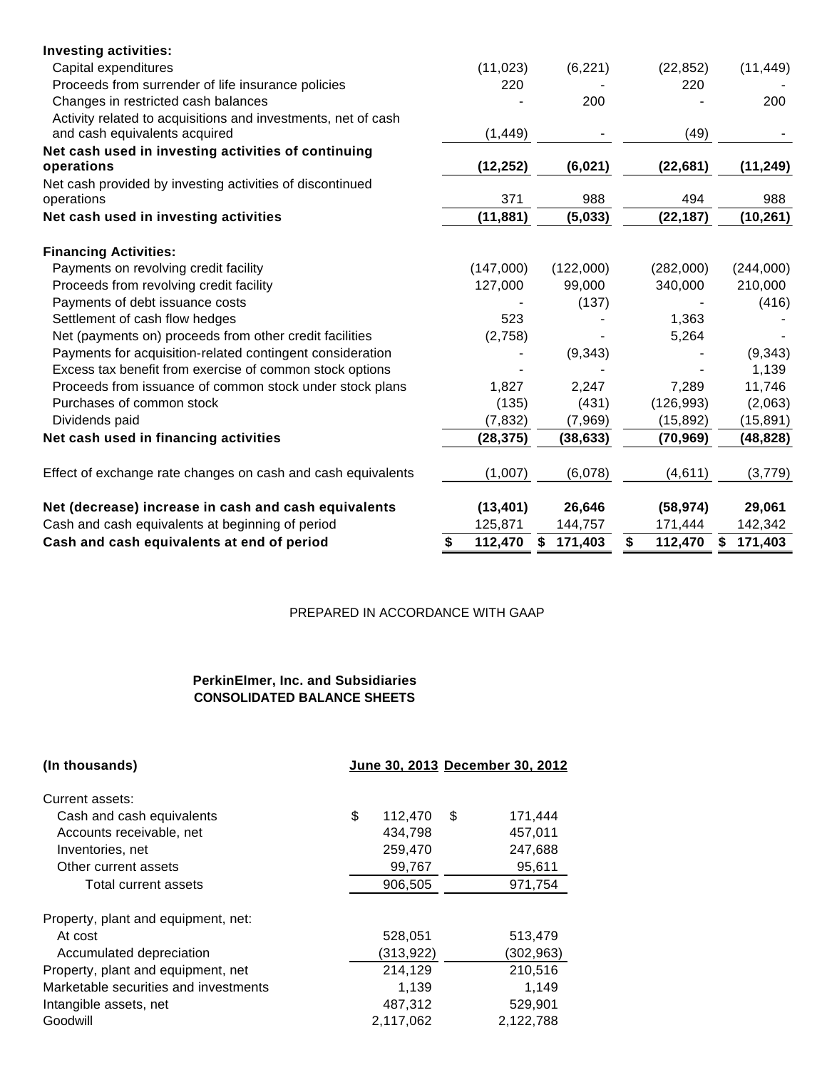| | | | | |
|---|---|---|---|---|
| **Investing activities:** | | | | |
| Capital expenditures | (11,023) | (6,221) | (22,852) | (11,449) |
| Proceeds from surrender of life insurance policies | 220 | - | 220 | - |
| Changes in restricted cash balances | - | 200 | - | 200 |
| Activity related to acquisitions and investments, net of cash and cash equivalents acquired | (1,449) | - | (49) | - |
| **Net cash used in investing activities of continuing operations** | **(12,252)** | **(6,021)** | **(22,681)** | **(11,249)** |
| Net cash provided by investing activities of discontinued operations | 371 | 988 | 494 | 988 |
| **Net cash used in investing activities** | **(11,881)** | **(5,033)** | **(22,187)** | **(10,261)** |
| | | | | |
| **Financing Activities:** | | | | |
| Payments on revolving credit facility | (147,000) | (122,000) | (282,000) | (244,000) |
| Proceeds from revolving credit facility | 127,000 | 99,000 | 340,000 | 210,000 |
| Payments of debt issuance costs | - | (137) | - | (416) |
| Settlement of cash flow hedges | 523 | - | 1,363 | - |
| Net (payments on) proceeds from other credit facilities | (2,758) | - | 5,264 | - |
| Payments for acquisition-related contingent consideration | - | (9,343) | - | (9,343) |
| Excess tax benefit from exercise of common stock options | - | - | - | 1,139 |
| Proceeds from issuance of common stock under stock plans | 1,827 | 2,247 | 7,289 | 11,746 |
| Purchases of common stock | (135) | (431) | (126,993) | (2,063) |
| Dividends paid | (7,832) | (7,969) | (15,892) | (15,891) |
| **Net cash used in financing activities** | **(28,375)** | **(38,633)** | **(70,969)** | **(48,828)** |
| | | | | |
| Effect of exchange rate changes on cash and cash equivalents | (1,007) | (6,078) | (4,611) | (3,779) |
| | | | | |
| **Net (decrease) increase in cash and cash equivalents** | **(13,401)** | **26,646** | **(58,974)** | **29,061** |
| Cash and cash equivalents at beginning of period | 125,871 | 144,757 | 171,444 | 142,342 |
| **Cash and cash equivalents at end of period** | **$ 112,470** | **$ 171,403** | **$ 112,470** | **$ 171,403** |

PREPARED IN ACCORDANCE WITH GAAP

**PerkinElmer, Inc. and Subsidiaries**
**CONSOLIDATED BALANCE SHEETS**

| **(In thousands)** | **June 30, 2013** | **December 30, 2012** |
|---|---|---|
| Current assets: | | |
| Cash and cash equivalents | $ 112,470 | $ 171,444 |
| Accounts receivable, net | 434,798 | 457,011 |
| Inventories, net | 259,470 | 247,688 |
| Other current assets | 99,767 | 95,611 |
| Total current assets | 906,505 | 971,754 |
| | | |
| Property, plant and equipment, net: | | |
| At cost | 528,051 | 513,479 |
| Accumulated depreciation | (313,922) | (302,963) |
| Property, plant and equipment, net | 214,129 | 210,516 |
| Marketable securities and investments | 1,139 | 1,149 |
| Intangible assets, net | 487,312 | 529,901 |
| Goodwill | 2,117,062 | 2,122,788 |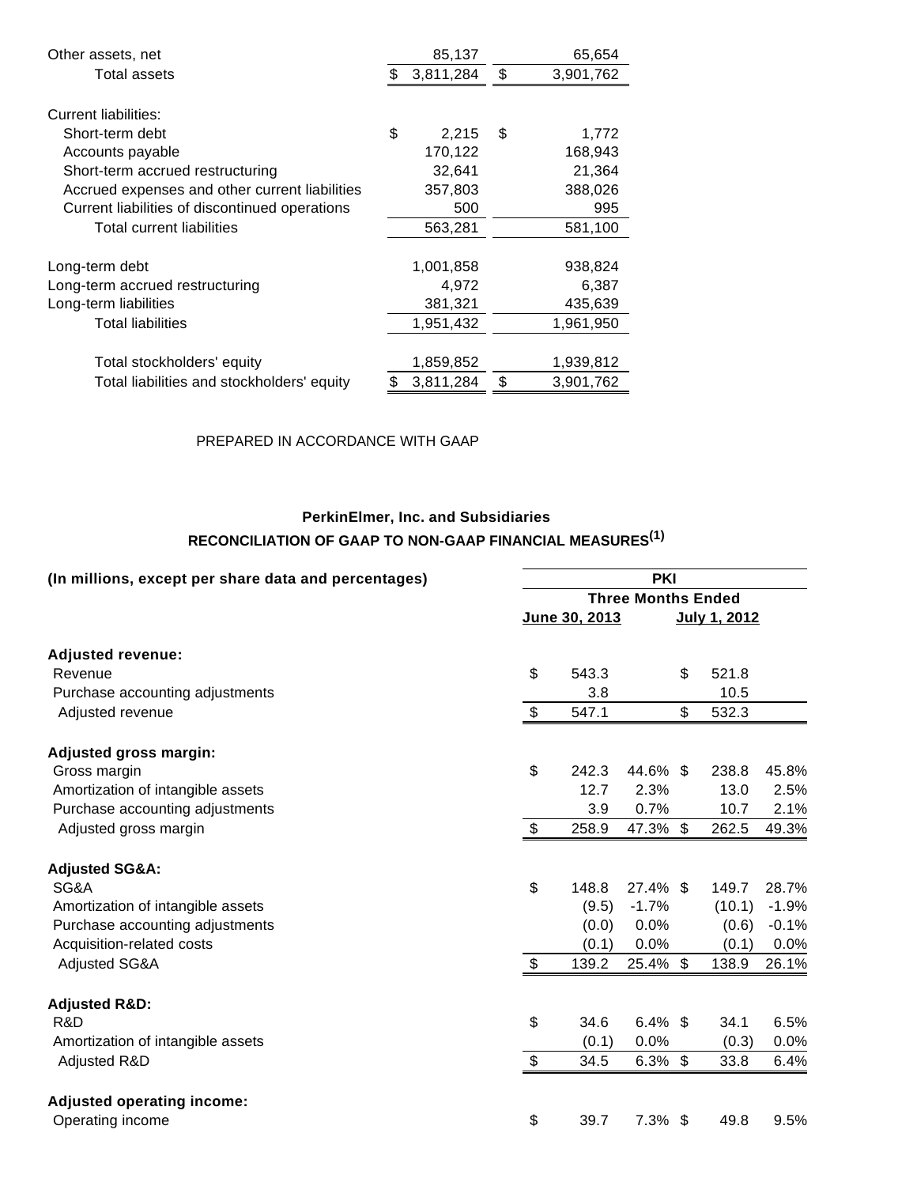| | | |
|---|---|---|
| Other assets, net | 85,137 | 65,654 |
| Total assets | $ 3,811,284 | $ 3,901,762 |
| | | |
| Current liabilities: | | |
| Short-term debt | $ 2,215 | $ 1,772 |
| Accounts payable | 170,122 | 168,943 |
| Short-term accrued restructuring | 32,641 | 21,364 |
| Accrued expenses and other current liabilities | 357,803 | 388,026 |
| Current liabilities of discontinued operations | 500 | 995 |
| Total current liabilities | 563,281 | 581,100 |
| | | |
| Long-term debt | 1,001,858 | 938,824 |
| Long-term accrued restructuring | 4,972 | 6,387 |
| Long-term liabilities | 381,321 | 435,639 |
| Total liabilities | 1,951,432 | 1,961,950 |
| | | |
| Total stockholders' equity | 1,859,852 | 1,939,812 |
| Total liabilities and stockholders' equity | $ 3,811,284 | $ 3,901,762 |

PREPARED IN ACCORDANCE WITH GAAP

## PerkinElmer, Inc. and Subsidiaries

## RECONCILIATION OF GAAP TO NON-GAAP FINANCIAL MEASURES[(1)]

| (In millions, except per share data and percentages) | PKI | | | |
|---|---|---|---|---|
| | Three Months Ended | | | |
| | June 30, 2013 | | July 1, 2012 | |
| **Adjusted revenue:** | | | | |
| Revenue | $ 543.3 | | $ 521.8 | |
| Purchase accounting adjustments | 3.8 | | 10.5 | |
| Adjusted revenue | $ 547.1 | | $ 532.3 | |
| | | | | |
| **Adjusted gross margin:** | | | | |
| Gross margin | $ 242.3 | 44.6% | $ 238.8 | 45.8% |
| Amortization of intangible assets | 12.7 | 2.3% | 13.0 | 2.5% |
| Purchase accounting adjustments | 3.9 | 0.7% | 10.7 | 2.1% |
| Adjusted gross margin | $ 258.9 | 47.3% | $ 262.5 | 49.3% |
| | | | | |
| **Adjusted SG&A:** | | | | |
| SG&A | $ 148.8 | 27.4% | $ 149.7 | 28.7% |
| Amortization of intangible assets | (9.5) | -1.7% | (10.1) | -1.9% |
| Purchase accounting adjustments | (0.0) | 0.0% | (0.6) | -0.1% |
| Acquisition-related costs | (0.1) | 0.0% | (0.1) | 0.0% |
| Adjusted SG&A | $ 139.2 | 25.4% | $ 138.9 | 26.1% |
| | | | | |
| **Adjusted R&D:** | | | | |
| R&D | $ 34.6 | 6.4% | $ 34.1 | 6.5% |
| Amortization of intangible assets | (0.1) | 0.0% | (0.3) | 0.0% |
| Adjusted R&D | $ 34.5 | 6.3% | $ 33.8 | 6.4% |
| | | | | |
| **Adjusted operating income:** | | | | |
| Operating income | $ 39.7 | 7.3% | $ 49.8 | 9.5% |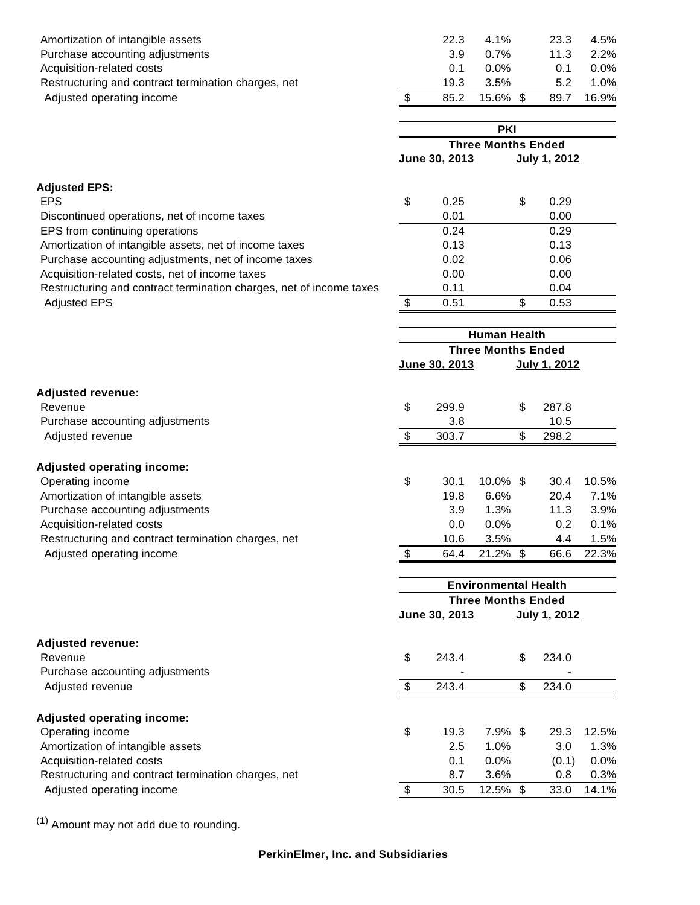| | | | | |
|---|---|---|---|---|
| Amortization of intangible assets | 22.3 | 4.1% | 23.3 | 4.5% |
| Purchase accounting adjustments | 3.9 | 0.7% | 11.3 | 2.2% |
| Acquisition-related costs | 0.1 | 0.0% | 0.1 | 0.0% |
| Restructuring and contract termination charges, net | 19.3 | 3.5% | 5.2 | 1.0% |
| Adjusted operating income | $ 85.2 | 15.6% | $ 89.7 | 16.9% |

| | PKI | |
|---|---|---|
| | Three Months Ended | |
| | June 30, 2013 | July 1, 2012 |
| **Adjusted EPS:** | | |
| EPS | $ 0.25 | $ 0.29 |
| Discontinued operations, net of income taxes | 0.01 | 0.00 |
| EPS from continuing operations | 0.24 | 0.29 |
| Amortization of intangible assets, net of income taxes | 0.13 | 0.13 |
| Purchase accounting adjustments, net of income taxes | 0.02 | 0.06 |
| Acquisition-related costs, net of income taxes | 0.00 | 0.00 |
| Restructuring and contract termination charges, net of income taxes | 0.11 | 0.04 |
| Adjusted EPS | $ 0.51 | $ 0.53 |

| | Human Health | | | |
|---|---|---|---|---|
| | Three Months Ended | | | |
| | June 30, 2013 | | July 1, 2012 | |
| **Adjusted revenue:** | | | | |
| Revenue | $ 299.9 | | $ 287.8 | |
| Purchase accounting adjustments | 3.8 | | 10.5 | |
| Adjusted revenue | $ 303.7 | | $ 298.2 | |
| **Adjusted operating income:** | | | | |
| Operating income | $ 30.1 | 10.0% | $ 30.4 | 10.5% |
| Amortization of intangible assets | 19.8 | 6.6% | 20.4 | 7.1% |
| Purchase accounting adjustments | 3.9 | 1.3% | 11.3 | 3.9% |
| Acquisition-related costs | 0.0 | 0.0% | 0.2 | 0.1% |
| Restructuring and contract termination charges, net | 10.6 | 3.5% | 4.4 | 1.5% |
| Adjusted operating income | $ 64.4 | 21.2% | $ 66.6 | 22.3% |

| | Environmental Health | | | |
|---|---|---|---|---|
| | Three Months Ended | | | |
| | June 30, 2013 | | July 1, 2012 | |
| **Adjusted revenue:** | | | | |
| Revenue | $ 243.4 | | $ 234.0 | |
| Purchase accounting adjustments | - | | - | |
| Adjusted revenue | $ 243.4 | | $ 234.0 | |
| **Adjusted operating income:** | | | | |
| Operating income | $ 19.3 | 7.9% | $ 29.3 | 12.5% |
| Amortization of intangible assets | 2.5 | 1.0% | 3.0 | 1.3% |
| Acquisition-related costs | 0.1 | 0.0% | (0.1) | 0.0% |
| Restructuring and contract termination charges, net | 8.7 | 3.6% | 0.8 | 0.3% |
| Adjusted operating income | $ 30.5 | 12.5% | $ 33.0 | 14.1% |

(1) Amount may not add due to rounding.

**PerkinElmer, Inc. and Subsidiaries**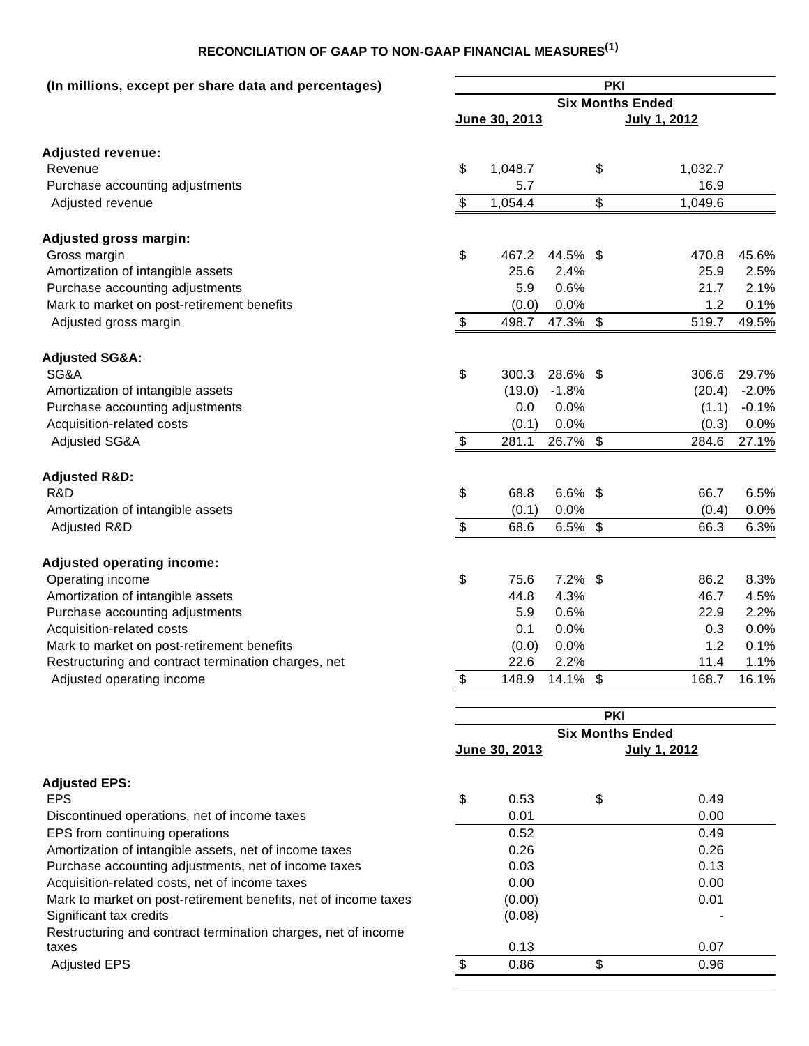## RECONCILIATION OF GAAP TO NON-GAAP FINANCIAL MEASURES[1]

| (In millions, except per share data and percentages) | PKI | | | |
|---|---|---|---|---|
| | Six Months Ended | | | |
| | June 30, 2013 | | July 1, 2012 | |
| **Adjusted revenue:** | | | | |
| Revenue | $ 1,048.7 | | $ 1,032.7 | |
| Purchase accounting adjustments | 5.7 | | 16.9 | |
| Adjusted revenue | $ 1,054.4 | | $ 1,049.6 | |
| **Adjusted gross margin:** | | | | |
| Gross margin | $ 467.2 | 44.5% | $ 470.8 | 45.6% |
| Amortization of intangible assets | 25.6 | 2.4% | 25.9 | 2.5% |
| Purchase accounting adjustments | 5.9 | 0.6% | 21.7 | 2.1% |
| Mark to market on post-retirement benefits | (0.0) | 0.0% | 1.2 | 0.1% |
| Adjusted gross margin | $ 498.7 | 47.3% | $ 519.7 | 49.5% |
| **Adjusted SG&A:** | | | | |
| SG&A | $ 300.3 | 28.6% | $ 306.6 | 29.7% |
| Amortization of intangible assets | (19.0) | -1.8% | (20.4) | -2.0% |
| Purchase accounting adjustments | 0.0 | 0.0% | (1.1) | -0.1% |
| Acquisition-related costs | (0.1) | 0.0% | (0.3) | 0.0% |
| Adjusted SG&A | $ 281.1 | 26.7% | $ 284.6 | 27.1% |
| **Adjusted R&D:** | | | | |
| R&D | $ 68.8 | 6.6% | $ 66.7 | 6.5% |
| Amortization of intangible assets | (0.1) | 0.0% | (0.4) | 0.0% |
| Adjusted R&D | $ 68.6 | 6.5% | $ 66.3 | 6.3% |
| **Adjusted operating income:** | | | | |
| Operating income | $ 75.6 | 7.2% | $ 86.2 | 8.3% |
| Amortization of intangible assets | 44.8 | 4.3% | 46.7 | 4.5% |
| Purchase accounting adjustments | 5.9 | 0.6% | 22.9 | 2.2% |
| Acquisition-related costs | 0.1 | 0.0% | 0.3 | 0.0% |
| Mark to market on post-retirement benefits | (0.0) | 0.0% | 1.2 | 0.1% |
| Restructuring and contract termination charges, net | 22.6 | 2.2% | 11.4 | 1.1% |
| Adjusted operating income | $ 148.9 | 14.1% | $ 168.7 | 16.1% |

| | PKI | |
|---|---|---|
| | Six Months Ended | |
| | June 30, 2013 | July 1, 2012 |
| **Adjusted EPS:** | | |
| EPS | $ 0.53 | $ 0.49 |
| Discontinued operations, net of income taxes | 0.01 | 0.00 |
| EPS from continuing operations | 0.52 | 0.49 |
| Amortization of intangible assets, net of income taxes | 0.26 | 0.26 |
| Purchase accounting adjustments, net of income taxes | 0.03 | 0.13 |
| Acquisition-related costs, net of income taxes | 0.00 | 0.00 |
| Mark to market on post-retirement benefits, net of income taxes | (0.00) | 0.01 |
| Significant tax credits | (0.08) | - |
| Restructuring and contract termination charges, net of income taxes | 0.13 | 0.07 |
| Adjusted EPS | $ 0.86 | $ 0.96 |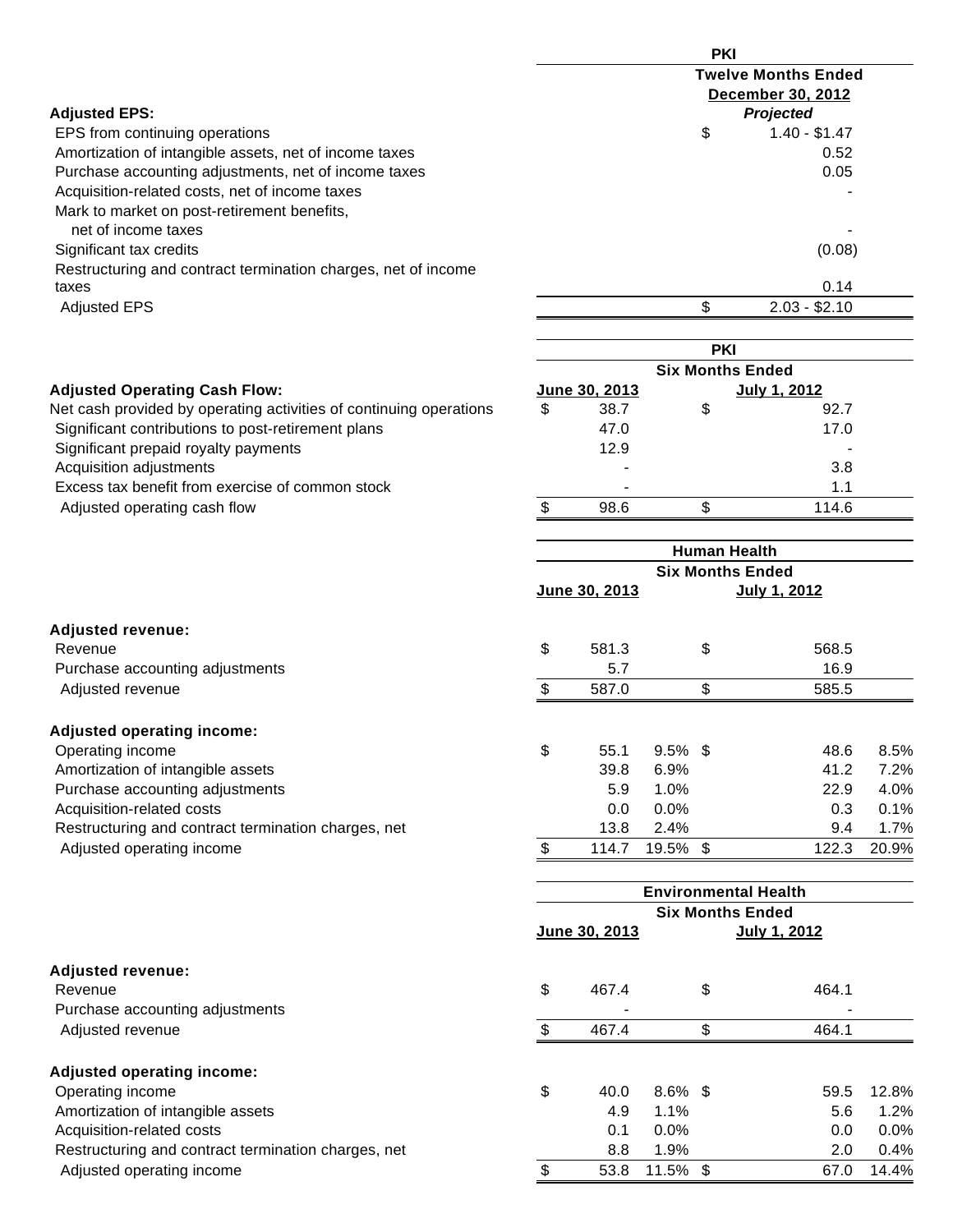| Adjusted EPS: | PKI Twelve Months Ended December 30, 2012 *Projected* |
|---|---|
| EPS from continuing operations | $ 1.40 - $1.47 |
| Amortization of intangible assets, net of income taxes | 0.52 |
| Purchase accounting adjustments, net of income taxes | 0.05 |
| Acquisition-related costs, net of income taxes | - |
| Mark to market on post-retirement benefits, net of income taxes | - |
| Significant tax credits | (0.08) |
| Restructuring and contract termination charges, net of income taxes | 0.14 |
| Adjusted EPS | $ 2.03 - $2.10 |

| | PKI | |
|---|---|---|
| | Six Months Ended | |
| **Adjusted Operating Cash Flow:** | June 30, 2013 | July 1, 2012 |
| Net cash provided by operating activities of continuing operations | $ 38.7 | $ 92.7 |
| Significant contributions to post-retirement plans | 47.0 | 17.0 |
| Significant prepaid royalty payments | 12.9 | - |
| Acquisition adjustments | - | 3.8 |
| Excess tax benefit from exercise of common stock | - | 1.1 |
| Adjusted operating cash flow | $ 98.6 | $ 114.6 |

| | Human Health | | | |
|---|---|---|---|---|
| | Six Months Ended | | | |
| | June 30, 2013 | | July 1, 2012 | |
| **Adjusted revenue:** | | | | |
| Revenue | $ 581.3 | | $ 568.5 | |
| Purchase accounting adjustments | 5.7 | | 16.9 | |
| Adjusted revenue | $ 587.0 | | $ 585.5 | |
| **Adjusted operating income:** | | | | |
| Operating income | $ 55.1 | 9.5% | $ 48.6 | 8.5% |
| Amortization of intangible assets | 39.8 | 6.9% | 41.2 | 7.2% |
| Purchase accounting adjustments | 5.9 | 1.0% | 22.9 | 4.0% |
| Acquisition-related costs | 0.0 | 0.0% | 0.3 | 0.1% |
| Restructuring and contract termination charges, net | 13.8 | 2.4% | 9.4 | 1.7% |
| Adjusted operating income | $ 114.7 | 19.5% | $ 122.3 | 20.9% |

| | Environmental Health | | | |
|---|---|---|---|---|
| | Six Months Ended | | | |
| | June 30, 2013 | | July 1, 2012 | |
| **Adjusted revenue:** | | | | |
| Revenue | $ 467.4 | | $ 464.1 | |
| Purchase accounting adjustments | - | | - | |
| Adjusted revenue | $ 467.4 | | $ 464.1 | |
| **Adjusted operating income:** | | | | |
| Operating income | $ 40.0 | 8.6% | $ 59.5 | 12.8% |
| Amortization of intangible assets | 4.9 | 1.1% | 5.6 | 1.2% |
| Acquisition-related costs | 0.1 | 0.0% | 0.0 | 0.0% |
| Restructuring and contract termination charges, net | 8.8 | 1.9% | 2.0 | 0.4% |
| Adjusted operating income | $ 53.8 | 11.5% | $ 67.0 | 14.4% |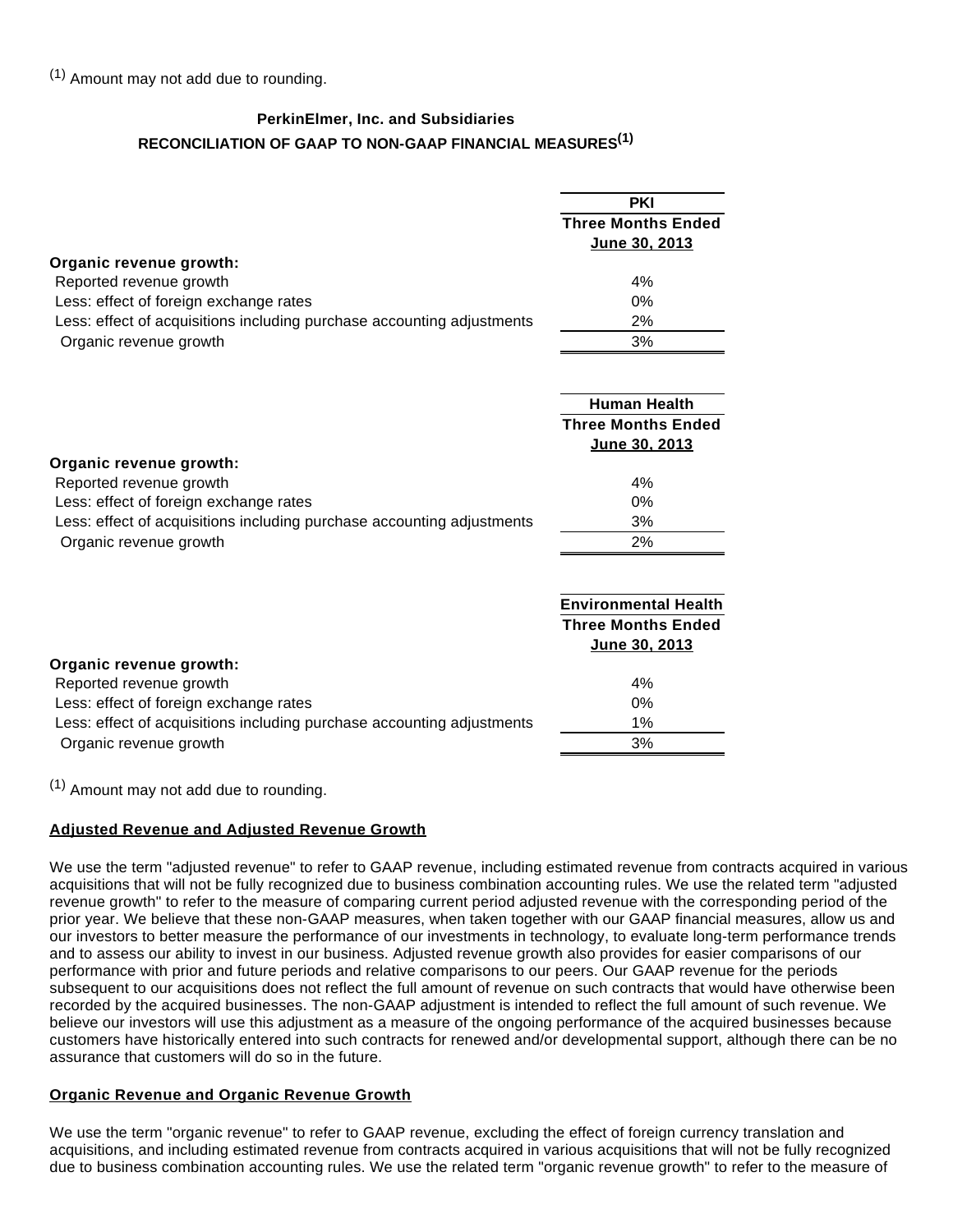(1) Amount may not add due to rounding.

**PerkinElmer, Inc. and Subsidiaries**

**RECONCILIATION OF GAAP TO NON-GAAP FINANCIAL MEASURES(1)**

| | PKI Three Months Ended June 30, 2013 |
|---|---|
| **Organic revenue growth:** | |
| Reported revenue growth | 4% |
| Less: effect of foreign exchange rates | 0% |
| Less: effect of acquisitions including purchase accounting adjustments | 2% |
| Organic revenue growth | 3% |

| | Human Health Three Months Ended June 30, 2013 |
|---|---|
| **Organic revenue growth:** | |
| Reported revenue growth | 4% |
| Less: effect of foreign exchange rates | 0% |
| Less: effect of acquisitions including purchase accounting adjustments | 3% |
| Organic revenue growth | 2% |

| | Environmental Health Three Months Ended June 30, 2013 |
|---|---|
| **Organic revenue growth:** | |
| Reported revenue growth | 4% |
| Less: effect of foreign exchange rates | 0% |
| Less: effect of acquisitions including purchase accounting adjustments | 1% |
| Organic revenue growth | 3% |

(1) Amount may not add due to rounding.

**Adjusted Revenue and Adjusted Revenue Growth**

We use the term "adjusted revenue" to refer to GAAP revenue, including estimated revenue from contracts acquired in various acquisitions that will not be fully recognized due to business combination accounting rules. We use the related term "adjusted revenue growth" to refer to the measure of comparing current period adjusted revenue with the corresponding period of the prior year. We believe that these non-GAAP measures, when taken together with our GAAP financial measures, allow us and our investors to better measure the performance of our investments in technology, to evaluate long-term performance trends and to assess our ability to invest in our business. Adjusted revenue growth also provides for easier comparisons of our performance with prior and future periods and relative comparisons to our peers. Our GAAP revenue for the periods subsequent to our acquisitions does not reflect the full amount of revenue on such contracts that would have otherwise been recorded by the acquired businesses. The non-GAAP adjustment is intended to reflect the full amount of such revenue. We believe our investors will use this adjustment as a measure of the ongoing performance of the acquired businesses because customers have historically entered into such contracts for renewed and/or developmental support, although there can be no assurance that customers will do so in the future.

**Organic Revenue and Organic Revenue Growth**

We use the term "organic revenue" to refer to GAAP revenue, excluding the effect of foreign currency translation and acquisitions, and including estimated revenue from contracts acquired in various acquisitions that will not be fully recognized due to business combination accounting rules. We use the related term "organic revenue growth" to refer to the measure of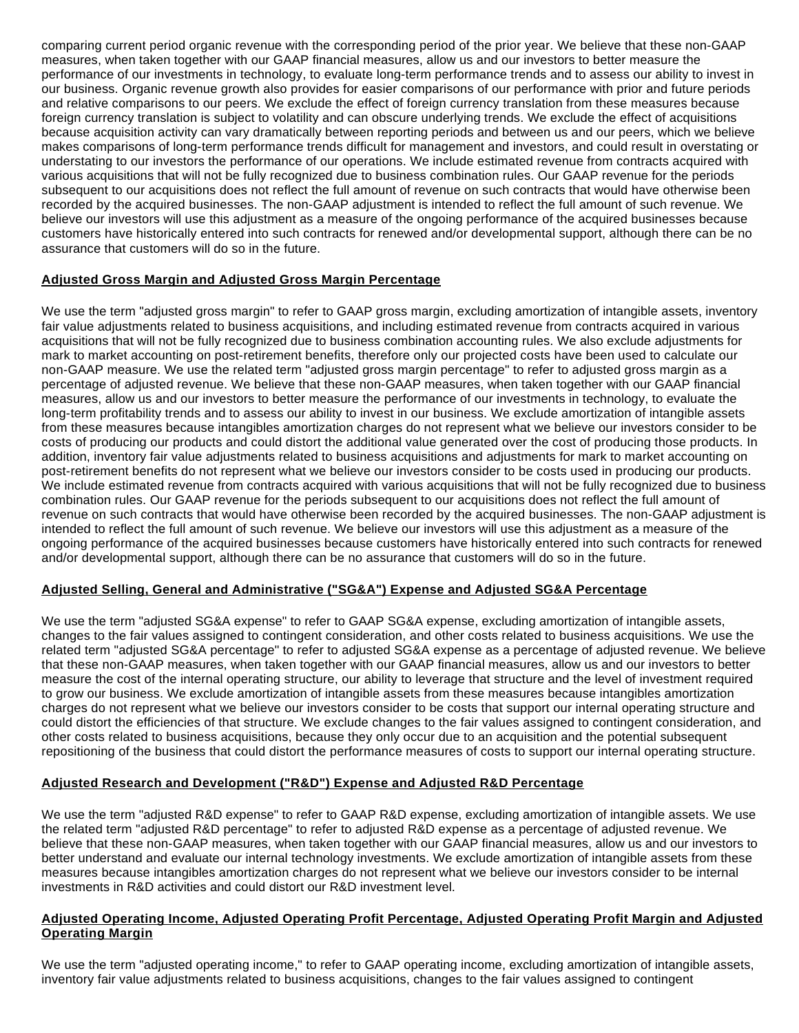comparing current period organic revenue with the corresponding period of the prior year. We believe that these non-GAAP measures, when taken together with our GAAP financial measures, allow us and our investors to better measure the performance of our investments in technology, to evaluate long-term performance trends and to assess our ability to invest in our business. Organic revenue growth also provides for easier comparisons of our performance with prior and future periods and relative comparisons to our peers. We exclude the effect of foreign currency translation from these measures because foreign currency translation is subject to volatility and can obscure underlying trends. We exclude the effect of acquisitions because acquisition activity can vary dramatically between reporting periods and between us and our peers, which we believe makes comparisons of long-term performance trends difficult for management and investors, and could result in overstating or understating to our investors the performance of our operations. We include estimated revenue from contracts acquired with various acquisitions that will not be fully recognized due to business combination rules. Our GAAP revenue for the periods subsequent to our acquisitions does not reflect the full amount of revenue on such contracts that would have otherwise been recorded by the acquired businesses. The non-GAAP adjustment is intended to reflect the full amount of such revenue. We believe our investors will use this adjustment as a measure of the ongoing performance of the acquired businesses because customers have historically entered into such contracts for renewed and/or developmental support, although there can be no assurance that customers will do so in the future.

## Adjusted Gross Margin and Adjusted Gross Margin Percentage

We use the term "adjusted gross margin" to refer to GAAP gross margin, excluding amortization of intangible assets, inventory fair value adjustments related to business acquisitions, and including estimated revenue from contracts acquired in various acquisitions that will not be fully recognized due to business combination accounting rules. We also exclude adjustments for mark to market accounting on post-retirement benefits, therefore only our projected costs have been used to calculate our non-GAAP measure. We use the related term "adjusted gross margin percentage" to refer to adjusted gross margin as a percentage of adjusted revenue. We believe that these non-GAAP measures, when taken together with our GAAP financial measures, allow us and our investors to better measure the performance of our investments in technology, to evaluate the long-term profitability trends and to assess our ability to invest in our business. We exclude amortization of intangible assets from these measures because intangibles amortization charges do not represent what we believe our investors consider to be costs of producing our products and could distort the additional value generated over the cost of producing those products. In addition, inventory fair value adjustments related to business acquisitions and adjustments for mark to market accounting on post-retirement benefits do not represent what we believe our investors consider to be costs used in producing our products. We include estimated revenue from contracts acquired with various acquisitions that will not be fully recognized due to business combination rules. Our GAAP revenue for the periods subsequent to our acquisitions does not reflect the full amount of revenue on such contracts that would have otherwise been recorded by the acquired businesses. The non-GAAP adjustment is intended to reflect the full amount of such revenue. We believe our investors will use this adjustment as a measure of the ongoing performance of the acquired businesses because customers have historically entered into such contracts for renewed and/or developmental support, although there can be no assurance that customers will do so in the future.

## Adjusted Selling, General and Administrative ("SG&A") Expense and Adjusted SG&A Percentage

We use the term "adjusted SG&A expense" to refer to GAAP SG&A expense, excluding amortization of intangible assets, changes to the fair values assigned to contingent consideration, and other costs related to business acquisitions. We use the related term "adjusted SG&A percentage" to refer to adjusted SG&A expense as a percentage of adjusted revenue. We believe that these non-GAAP measures, when taken together with our GAAP financial measures, allow us and our investors to better measure the cost of the internal operating structure, our ability to leverage that structure and the level of investment required to grow our business. We exclude amortization of intangible assets from these measures because intangibles amortization charges do not represent what we believe our investors consider to be costs that support our internal operating structure and could distort the efficiencies of that structure. We exclude changes to the fair values assigned to contingent consideration, and other costs related to business acquisitions, because they only occur due to an acquisition and the potential subsequent repositioning of the business that could distort the performance measures of costs to support our internal operating structure.

## Adjusted Research and Development ("R&D") Expense and Adjusted R&D Percentage

We use the term "adjusted R&D expense" to refer to GAAP R&D expense, excluding amortization of intangible assets. We use the related term "adjusted R&D percentage" to refer to adjusted R&D expense as a percentage of adjusted revenue. We believe that these non-GAAP measures, when taken together with our GAAP financial measures, allow us and our investors to better understand and evaluate our internal technology investments. We exclude amortization of intangible assets from these measures because intangibles amortization charges do not represent what we believe our investors consider to be internal investments in R&D activities and could distort our R&D investment level.

## Adjusted Operating Income, Adjusted Operating Profit Percentage, Adjusted Operating Profit Margin and Adjusted Operating Margin

We use the term "adjusted operating income," to refer to GAAP operating income, excluding amortization of intangible assets, inventory fair value adjustments related to business acquisitions, changes to the fair values assigned to contingent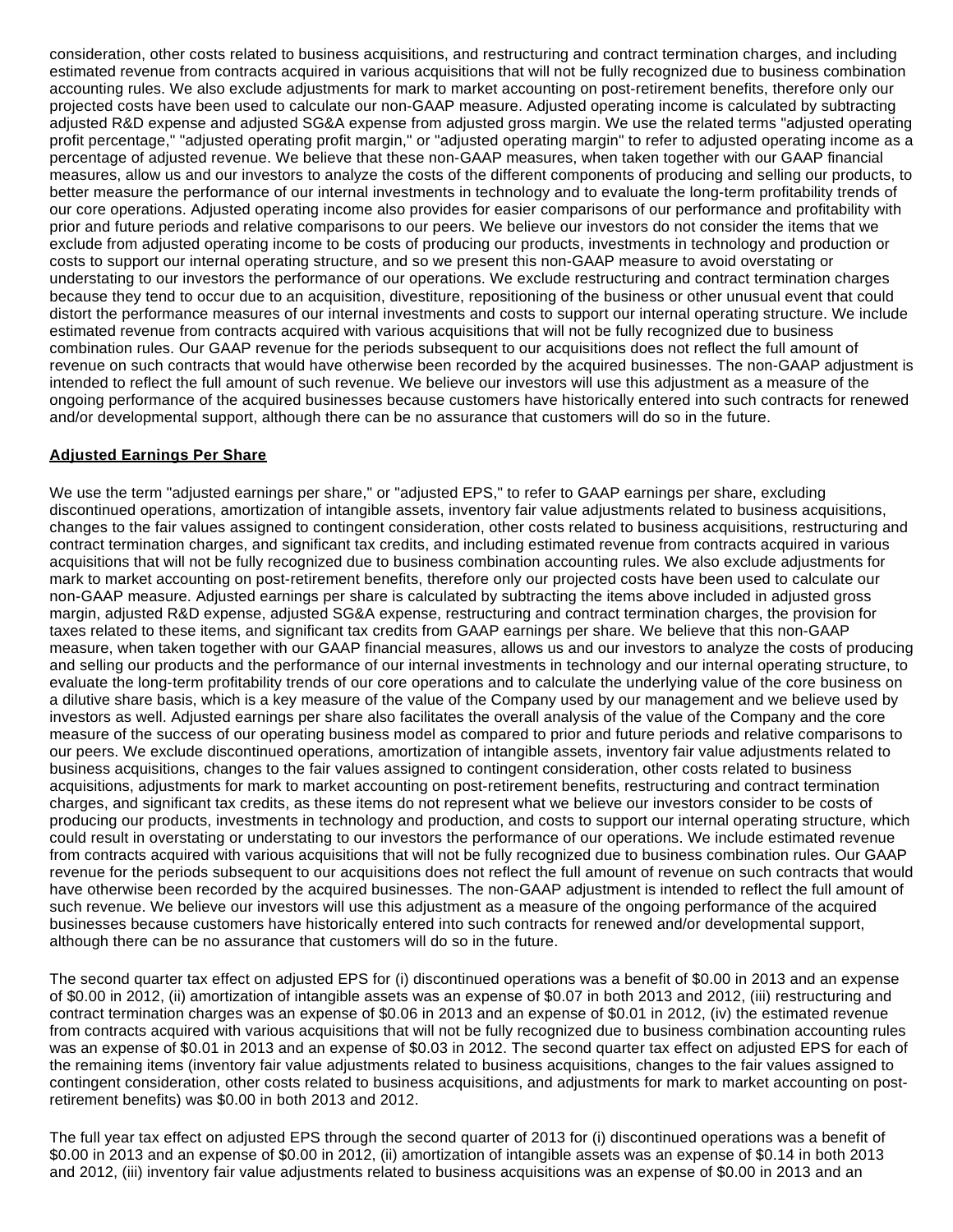consideration, other costs related to business acquisitions, and restructuring and contract termination charges, and including estimated revenue from contracts acquired in various acquisitions that will not be fully recognized due to business combination accounting rules. We also exclude adjustments for mark to market accounting on post-retirement benefits, therefore only our projected costs have been used to calculate our non-GAAP measure. Adjusted operating income is calculated by subtracting adjusted R&D expense and adjusted SG&A expense from adjusted gross margin. We use the related terms "adjusted operating profit percentage," "adjusted operating profit margin," or "adjusted operating margin" to refer to adjusted operating income as a percentage of adjusted revenue. We believe that these non-GAAP measures, when taken together with our GAAP financial measures, allow us and our investors to analyze the costs of the different components of producing and selling our products, to better measure the performance of our internal investments in technology and to evaluate the long-term profitability trends of our core operations. Adjusted operating income also provides for easier comparisons of our performance and profitability with prior and future periods and relative comparisons to our peers. We believe our investors do not consider the items that we exclude from adjusted operating income to be costs of producing our products, investments in technology and production or costs to support our internal operating structure, and so we present this non-GAAP measure to avoid overstating or understating to our investors the performance of our operations. We exclude restructuring and contract termination charges because they tend to occur due to an acquisition, divestiture, repositioning of the business or other unusual event that could distort the performance measures of our internal investments and costs to support our internal operating structure. We include estimated revenue from contracts acquired with various acquisitions that will not be fully recognized due to business combination rules. Our GAAP revenue for the periods subsequent to our acquisitions does not reflect the full amount of revenue on such contracts that would have otherwise been recorded by the acquired businesses. The non-GAAP adjustment is intended to reflect the full amount of such revenue. We believe our investors will use this adjustment as a measure of the ongoing performance of the acquired businesses because customers have historically entered into such contracts for renewed and/or developmental support, although there can be no assurance that customers will do so in the future.

**Adjusted Earnings Per Share**

We use the term "adjusted earnings per share," or "adjusted EPS," to refer to GAAP earnings per share, excluding discontinued operations, amortization of intangible assets, inventory fair value adjustments related to business acquisitions, changes to the fair values assigned to contingent consideration, other costs related to business acquisitions, restructuring and contract termination charges, and significant tax credits, and including estimated revenue from contracts acquired in various acquisitions that will not be fully recognized due to business combination accounting rules. We also exclude adjustments for mark to market accounting on post-retirement benefits, therefore only our projected costs have been used to calculate our non-GAAP measure. Adjusted earnings per share is calculated by subtracting the items above included in adjusted gross margin, adjusted R&D expense, adjusted SG&A expense, restructuring and contract termination charges, the provision for taxes related to these items, and significant tax credits from GAAP earnings per share. We believe that this non-GAAP measure, when taken together with our GAAP financial measures, allows us and our investors to analyze the costs of producing and selling our products and the performance of our internal investments in technology and our internal operating structure, to evaluate the long-term profitability trends of our core operations and to calculate the underlying value of the core business on a dilutive share basis, which is a key measure of the value of the Company used by our management and we believe used by investors as well. Adjusted earnings per share also facilitates the overall analysis of the value of the Company and the core measure of the success of our operating business model as compared to prior and future periods and relative comparisons to our peers. We exclude discontinued operations, amortization of intangible assets, inventory fair value adjustments related to business acquisitions, changes to the fair values assigned to contingent consideration, other costs related to business acquisitions, adjustments for mark to market accounting on post-retirement benefits, restructuring and contract termination charges, and significant tax credits, as these items do not represent what we believe our investors consider to be costs of producing our products, investments in technology and production, and costs to support our internal operating structure, which could result in overstating or understating to our investors the performance of our operations. We include estimated revenue from contracts acquired with various acquisitions that will not be fully recognized due to business combination rules. Our GAAP revenue for the periods subsequent to our acquisitions does not reflect the full amount of revenue on such contracts that would have otherwise been recorded by the acquired businesses. The non-GAAP adjustment is intended to reflect the full amount of such revenue. We believe our investors will use this adjustment as a measure of the ongoing performance of the acquired businesses because customers have historically entered into such contracts for renewed and/or developmental support, although there can be no assurance that customers will do so in the future.

The second quarter tax effect on adjusted EPS for (i) discontinued operations was a benefit of $0.00 in 2013 and an expense of $0.00 in 2012, (ii) amortization of intangible assets was an expense of $0.07 in both 2013 and 2012, (iii) restructuring and contract termination charges was an expense of $0.06 in 2013 and an expense of $0.01 in 2012, (iv) the estimated revenue from contracts acquired with various acquisitions that will not be fully recognized due to business combination accounting rules was an expense of $0.01 in 2013 and an expense of $0.03 in 2012. The second quarter tax effect on adjusted EPS for each of the remaining items (inventory fair value adjustments related to business acquisitions, changes to the fair values assigned to contingent consideration, other costs related to business acquisitions, and adjustments for mark to market accounting on post-retirement benefits) was $0.00 in both 2013 and 2012.

The full year tax effect on adjusted EPS through the second quarter of 2013 for (i) discontinued operations was a benefit of $0.00 in 2013 and an expense of $0.00 in 2012, (ii) amortization of intangible assets was an expense of $0.14 in both 2013 and 2012, (iii) inventory fair value adjustments related to business acquisitions was an expense of $0.00 in 2013 and an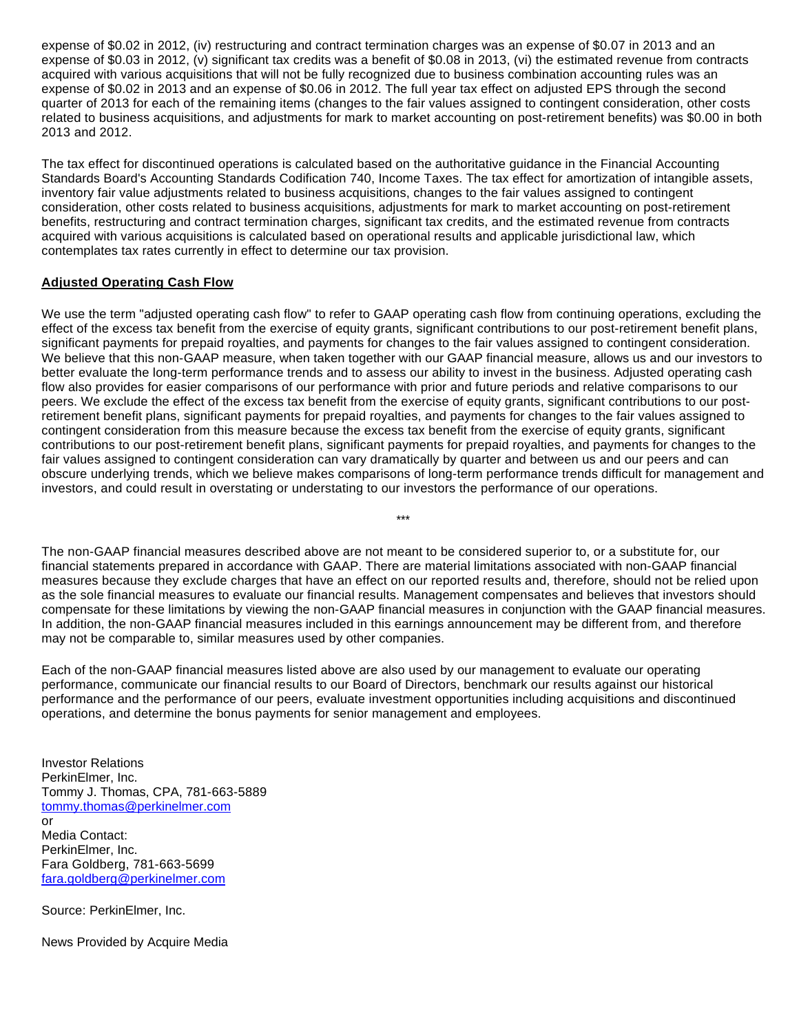expense of $0.02 in 2012, (iv) restructuring and contract termination charges was an expense of $0.07 in 2013 and an expense of $0.03 in 2012, (v) significant tax credits was a benefit of $0.08 in 2013, (vi) the estimated revenue from contracts acquired with various acquisitions that will not be fully recognized due to business combination accounting rules was an expense of $0.02 in 2013 and an expense of $0.06 in 2012. The full year tax effect on adjusted EPS through the second quarter of 2013 for each of the remaining items (changes to the fair values assigned to contingent consideration, other costs related to business acquisitions, and adjustments for mark to market accounting on post-retirement benefits) was $0.00 in both 2013 and 2012.

The tax effect for discontinued operations is calculated based on the authoritative guidance in the Financial Accounting Standards Board's Accounting Standards Codification 740, Income Taxes. The tax effect for amortization of intangible assets, inventory fair value adjustments related to business acquisitions, changes to the fair values assigned to contingent consideration, other costs related to business acquisitions, adjustments for mark to market accounting on post-retirement benefits, restructuring and contract termination charges, significant tax credits, and the estimated revenue from contracts acquired with various acquisitions is calculated based on operational results and applicable jurisdictional law, which contemplates tax rates currently in effect to determine our tax provision.

**Adjusted Operating Cash Flow**

We use the term "adjusted operating cash flow" to refer to GAAP operating cash flow from continuing operations, excluding the effect of the excess tax benefit from the exercise of equity grants, significant contributions to our post-retirement benefit plans, significant payments for prepaid royalties, and payments for changes to the fair values assigned to contingent consideration. We believe that this non-GAAP measure, when taken together with our GAAP financial measure, allows us and our investors to better evaluate the long-term performance trends and to assess our ability to invest in the business. Adjusted operating cash flow also provides for easier comparisons of our performance with prior and future periods and relative comparisons to our peers. We exclude the effect of the excess tax benefit from the exercise of equity grants, significant contributions to our post-retirement benefit plans, significant payments for prepaid royalties, and payments for changes to the fair values assigned to contingent consideration from this measure because the excess tax benefit from the exercise of equity grants, significant contributions to our post-retirement benefit plans, significant payments for prepaid royalties, and payments for changes to the fair values assigned to contingent consideration can vary dramatically by quarter and between us and our peers and can obscure underlying trends, which we believe makes comparisons of long-term performance trends difficult for management and investors, and could result in overstating or understating to our investors the performance of our operations.

***

The non-GAAP financial measures described above are not meant to be considered superior to, or a substitute for, our financial statements prepared in accordance with GAAP. There are material limitations associated with non-GAAP financial measures because they exclude charges that have an effect on our reported results and, therefore, should not be relied upon as the sole financial measures to evaluate our financial results. Management compensates and believes that investors should compensate for these limitations by viewing the non-GAAP financial measures in conjunction with the GAAP financial measures. In addition, the non-GAAP financial measures included in this earnings announcement may be different from, and therefore may not be comparable to, similar measures used by other companies.

Each of the non-GAAP financial measures listed above are also used by our management to evaluate our operating performance, communicate our financial results to our Board of Directors, benchmark our results against our historical performance and the performance of our peers, evaluate investment opportunities including acquisitions and discontinued operations, and determine the bonus payments for senior management and employees.

Investor Relations
PerkinElmer, Inc.
Tommy J. Thomas, CPA, 781-663-5889
tommy.thomas@perkinelmer.com
or
Media Contact:
PerkinElmer, Inc.
Fara Goldberg, 781-663-5699
fara.goldberg@perkinelmer.com

Source: PerkinElmer, Inc.

News Provided by Acquire Media